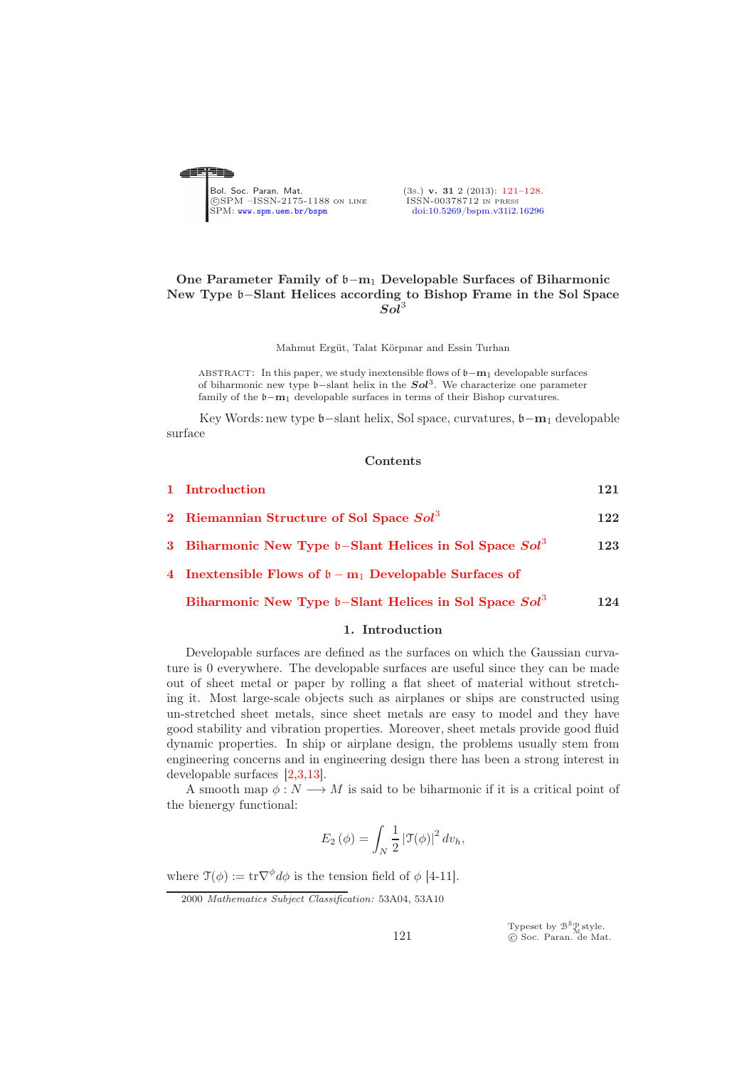# One Parameter Family of $\mathfrak{b}-\mathbf{m}_1$ Developable Surfaces of Biharmonic New Type $\mathfrak{b}-$Slant Helices according to Bishop Frame in the Sol Space $\boldsymbol{Sol}^3$

Mahmut Ergüt, Talat Körpınar and Essin Turhan

ABSTRACT: In this paper, we study inextensible flows of $\mathfrak{b}-\mathbf{m}_1$ developable surfaces of biharmonic new type $\mathfrak{b}-$slant helix in the $\boldsymbol{Sol}^3$. We characterize one parameter family of the $\mathfrak{b}-\mathbf{m}_1$ developable surfaces in terms of their Bishop curvatures.

Key Words: new type $\mathfrak{b}-$slant helix, Sol space, curvatures, $\mathfrak{b}-\mathbf{m}_1$ developable surface

## Contents

| | | |
|---|---|---|
| 1 | Introduction | 121 |
| 2 | Riemannian Structure of Sol Space $\boldsymbol{Sol}^3$ | 122 |
| 3 | Biharmonic New Type $\mathfrak{b}-$Slant Helices in Sol Space $\boldsymbol{Sol}^3$ | 123 |
| 4 | Inextensible Flows of $\mathfrak{b}-\mathbf{m}_1$ Developable Surfaces of Biharmonic New Type $\mathfrak{b}-$Slant Helices in Sol Space $\boldsymbol{Sol}^3$ | 124 |

## 1. Introduction

Developable surfaces are defined as the surfaces on which the Gaussian curvature is 0 everywhere. The developable surfaces are useful since they can be made out of sheet metal or paper by rolling a flat sheet of material without stretching it. Most large-scale objects such as airplanes or ships are constructed using un-stretched sheet metals, since sheet metals are easy to model and they have good stability and vibration properties. Moreover, sheet metals provide good fluid dynamic properties. In ship or airplane design, the problems usually stem from engineering concerns and in engineering design there has been a strong interest in developable surfaces [2,3,13].

A smooth map $\phi : N \longrightarrow M$ is said to be biharmonic if it is a critical point of the bienergy functional:

$$E_2(\phi) = \int_N \frac{1}{2} |\mathcal{T}(\phi)|^2 \, dv_h,$$

where $\mathcal{T}(\phi) := \operatorname{tr}\nabla^{\phi} d\phi$ is the tension field of $\phi$ [4-11].

2000 *Mathematics Subject Classification:* 53A04, 53A10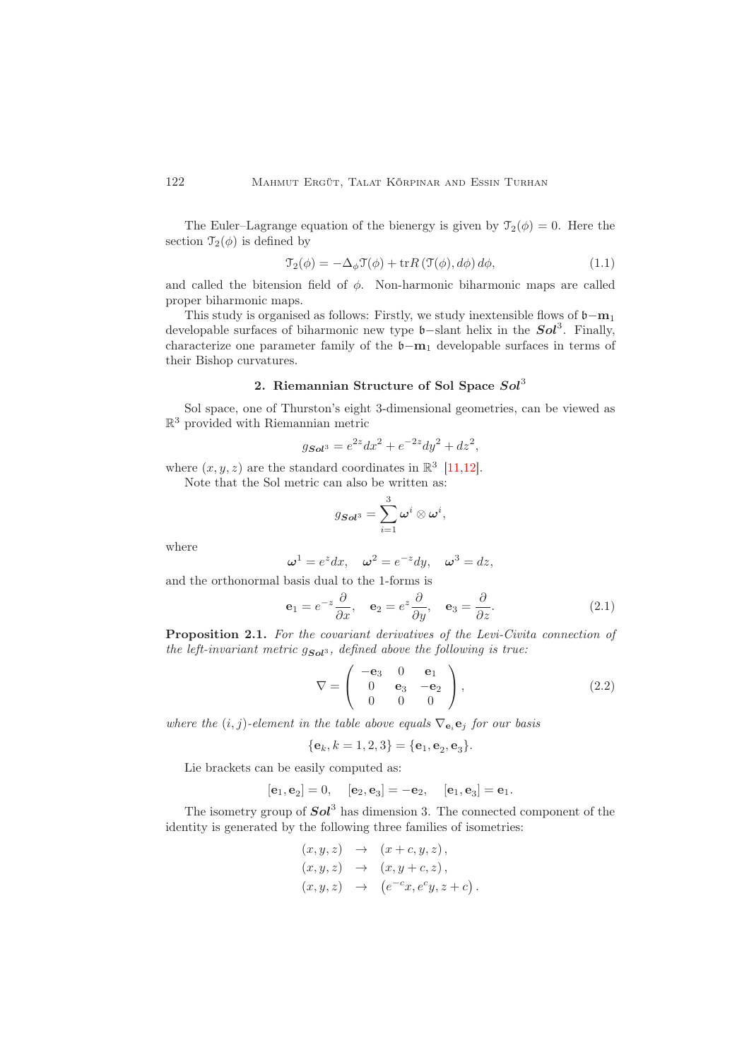The Euler–Lagrange equation of the bienergy is given by $\mathcal{T}_2(\phi) = 0$. Here the section $\mathcal{T}_2(\phi)$ is defined by

$$\mathcal{T}_2(\phi) = -\Delta_\phi \mathcal{T}(\phi) + \operatorname{tr} R\left(\mathcal{T}(\phi), d\phi\right) d\phi, \tag{1.1}$$

and called the bitension field of $\phi$. Non-harmonic biharmonic maps are called proper biharmonic maps.

This study is organised as follows: Firstly, we study inextensible flows of $\mathfrak{b}-\mathbf{m}_1$ developable surfaces of biharmonic new type $\mathfrak{b}-$slant helix in the $\boldsymbol{Sol}^3$. Finally, characterize one parameter family of the $\mathfrak{b}-\mathbf{m}_1$ developable surfaces in terms of their Bishop curvatures.

## 2. Riemannian Structure of Sol Space $\boldsymbol{Sol}^3$

Sol space, one of Thurston's eight 3-dimensional geometries, can be viewed as $\mathbb{R}^3$ provided with Riemannian metric

$$g_{\boldsymbol{Sol}^3} = e^{2z}dx^2 + e^{-2z}dy^2 + dz^2,$$

where $(x, y, z)$ are the standard coordinates in $\mathbb{R}^3$ [11,12].

Note that the Sol metric can also be written as:

$$g_{\boldsymbol{Sol}^3} = \sum_{i=1}^{3} \boldsymbol{\omega}^i \otimes \boldsymbol{\omega}^i,$$

where

$$\boldsymbol{\omega}^1 = e^z dx, \quad \boldsymbol{\omega}^2 = e^{-z}dy, \quad \boldsymbol{\omega}^3 = dz,$$

and the orthonormal basis dual to the 1-forms is

$$\mathbf{e}_1 = e^{-z}\frac{\partial}{\partial x}, \quad \mathbf{e}_2 = e^{z}\frac{\partial}{\partial y}, \quad \mathbf{e}_3 = \frac{\partial}{\partial z}. \tag{2.1}$$

**Proposition 2.1.** *For the covariant derivatives of the Levi-Civita connection of the left-invariant metric $g_{\boldsymbol{Sol}^3}$, defined above the following is true:*

$$\nabla = \begin{pmatrix} -\mathbf{e}_3 & 0 & \mathbf{e}_1 \\ 0 & \mathbf{e}_3 & -\mathbf{e}_2 \\ 0 & 0 & 0 \end{pmatrix}, \tag{2.2}$$

*where the $(i, j)$-element in the table above equals $\nabla_{\mathbf{e}_i}\mathbf{e}_j$ for our basis*

$$\{\mathbf{e}_k, k = 1, 2, 3\} = \{\mathbf{e}_1, \mathbf{e}_2, \mathbf{e}_3\}.$$

Lie brackets can be easily computed as:

$$[\mathbf{e}_1, \mathbf{e}_2] = 0, \quad [\mathbf{e}_2, \mathbf{e}_3] = -\mathbf{e}_2, \quad [\mathbf{e}_1, \mathbf{e}_3] = \mathbf{e}_1.$$

The isometry group of $\boldsymbol{Sol}^3$ has dimension 3. The connected component of the identity is generated by the following three families of isometries:

$$\begin{aligned} (x, y, z) &\to (x + c, y, z), \\ (x, y, z) &\to (x, y + c, z), \\ (x, y, z) &\to \left(e^{-c}x, e^{c}y, z + c\right). \end{aligned}$$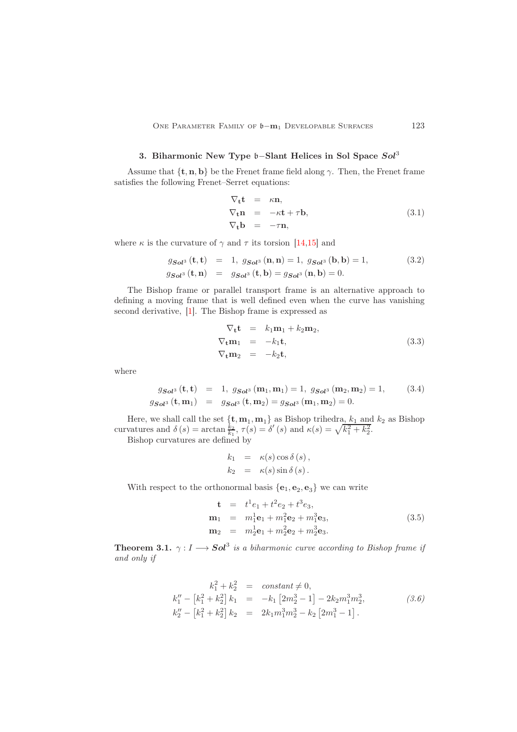### 3. Biharmonic New Type $\mathfrak{b}$−Slant Helices in Sol Space $\boldsymbol{Sol}^3$

Assume that $\{\mathbf{t},\mathbf{n},\mathbf{b}\}$ be the Frenet frame field along $\gamma$. Then, the Frenet frame satisfies the following Frenet–Serret equations:

$$
\begin{aligned}
\nabla_{\mathbf{t}}\mathbf{t} &= \kappa\mathbf{n}, \\
\nabla_{\mathbf{t}}\mathbf{n} &= -\kappa\mathbf{t}+\tau\mathbf{b}, \\
\nabla_{\mathbf{t}}\mathbf{b} &= -\tau\mathbf{n},
\end{aligned}
\tag{3.1}
$$

where $\kappa$ is the curvature of $\gamma$ and $\tau$ its torsion [14,15] and

$$
\begin{aligned}
g_{\boldsymbol{Sol}^3}(\mathbf{t},\mathbf{t}) &= 1,\ g_{\boldsymbol{Sol}^3}(\mathbf{n},\mathbf{n})=1,\ g_{\boldsymbol{Sol}^3}(\mathbf{b},\mathbf{b})=1, \\
g_{\boldsymbol{Sol}^3}(\mathbf{t},\mathbf{n}) &= g_{\boldsymbol{Sol}^3}(\mathbf{t},\mathbf{b})=g_{\boldsymbol{Sol}^3}(\mathbf{n},\mathbf{b})=0.
\end{aligned}
\tag{3.2}
$$

The Bishop frame or parallel transport frame is an alternative approach to defining a moving frame that is well defined even when the curve has vanishing second derivative, [1]. The Bishop frame is expressed as

$$
\begin{aligned}
\nabla_{\mathbf{t}}\mathbf{t} &= k_1\mathbf{m}_1+k_2\mathbf{m}_2, \\
\nabla_{\mathbf{t}}\mathbf{m}_1 &= -k_1\mathbf{t}, \\
\nabla_{\mathbf{t}}\mathbf{m}_2 &= -k_2\mathbf{t},
\end{aligned}
\tag{3.3}
$$

where

$$
\begin{aligned}
g_{\boldsymbol{Sol}^3}(\mathbf{t},\mathbf{t}) &= 1,\ g_{\boldsymbol{Sol}^3}(\mathbf{m}_1,\mathbf{m}_1)=1,\ g_{\boldsymbol{Sol}^3}(\mathbf{m}_2,\mathbf{m}_2)=1, \\
g_{\boldsymbol{Sol}^3}(\mathbf{t},\mathbf{m}_1) &= g_{\boldsymbol{Sol}^3}(\mathbf{t},\mathbf{m}_2)=g_{\boldsymbol{Sol}^3}(\mathbf{m}_1,\mathbf{m}_2)=0.
\end{aligned}
\tag{3.4}
$$

Here, we shall call the set $\{\mathbf{t},\mathbf{m}_1,\mathbf{m}_1\}$ as Bishop trihedra, $k_1$ and $k_2$ as Bishop curvatures and $\delta(s)=\arctan\frac{k_2}{k_1}$, $\tau(s)=\delta'(s)$ and $\kappa(s)=\sqrt{k_1^2+k_2^2}$.

Bishop curvatures are defined by

$$
\begin{aligned}
k_1 &= \kappa(s)\cos\delta(s), \\
k_2 &= \kappa(s)\sin\delta(s).
\end{aligned}
$$

With respect to the orthonormal basis $\{\mathbf{e}_1,\mathbf{e}_2,\mathbf{e}_3\}$ we can write

$$
\begin{aligned}
\mathbf{t} &= t^1e_1+t^2e_2+t^3e_3, \\
\mathbf{m}_1 &= m_1^1\mathbf{e}_1+m_1^2\mathbf{e}_2+m_1^3\mathbf{e}_3, \\
\mathbf{m}_2 &= m_2^1\mathbf{e}_1+m_2^2\mathbf{e}_2+m_2^3\mathbf{e}_3.
\end{aligned}
\tag{3.5}
$$

**Theorem 3.1.** *$\gamma: I\longrightarrow \boldsymbol{Sol}^3$ is a biharmonic curve according to Bishop frame if and only if*

$$
\begin{aligned}
k_1^2+k_2^2 &= \text{constant}\neq 0, \\
k_1''-\left[k_1^2+k_2^2\right]k_1 &= -k_1\left[2m_2^3-1\right]-2k_2m_1^3m_2^3, \\
k_2''-\left[k_1^2+k_2^2\right]k_2 &= 2k_1m_1^3m_2^3-k_2\left[2m_1^3-1\right].
\end{aligned}
\tag{3.6}
$$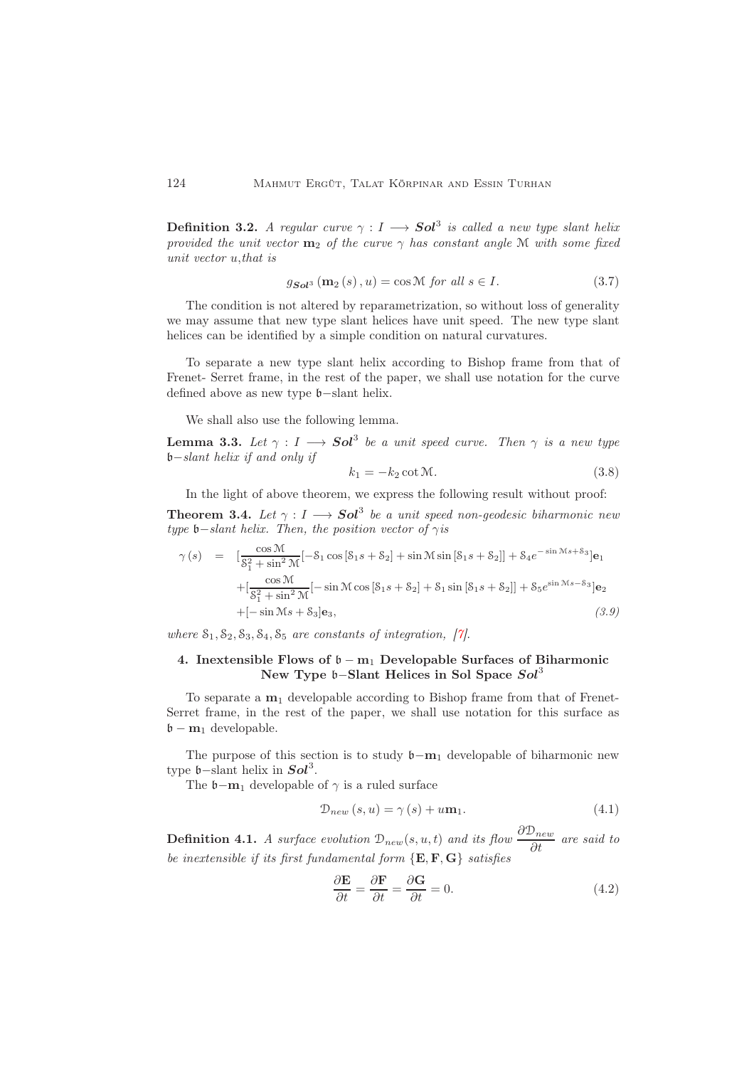**Definition 3.2.** *A regular curve $\gamma : I \longrightarrow \boldsymbol{Sol}^3$ is called a new type slant helix provided the unit vector $\mathbf{m}_2$ of the curve $\gamma$ has constant angle $\mathcal{M}$ with some fixed unit vector $u$,that is*

$$g_{\boldsymbol{Sol}^3}\left(\mathbf{m}_2\left(s\right), u\right) = \cos \mathcal{M} \text{ for all } s \in I. \tag{3.7}$$

The condition is not altered by reparametrization, so without loss of generality we may assume that new type slant helices have unit speed. The new type slant helices can be identified by a simple condition on natural curvatures.

To separate a new type slant helix according to Bishop frame from that of Frenet- Serret frame, in the rest of the paper, we shall use notation for the curve defined above as new type $\mathfrak{b}-$slant helix.

We shall also use the following lemma.

**Lemma 3.3.** *Let $\gamma : I \longrightarrow \boldsymbol{Sol}^3$ be a unit speed curve. Then $\gamma$ is a new type $\mathfrak{b}-$slant helix if and only if*

$$k_1 = -k_2 \cot \mathcal{M}. \tag{3.8}$$

In the light of above theorem, we express the following result without proof:

**Theorem 3.4.** *Let $\gamma : I \longrightarrow \boldsymbol{Sol}^3$ be a unit speed non-geodesic biharmonic new type $\mathfrak{b}-$slant helix. Then, the position vector of $\gamma$ is*

$$\begin{aligned}
\gamma\left(s\right) \quad = \quad & [\frac{\cos \mathcal{M}}{\mathcal{S}_1^2 + \sin^2 \mathcal{M}}[-\mathcal{S}_1 \cos\left[\mathcal{S}_1 s + \mathcal{S}_2\right] + \sin \mathcal{M} \sin\left[\mathcal{S}_1 s + \mathcal{S}_2\right]] + \mathcal{S}_4 e^{-\sin \mathcal{M} s + \mathcal{S}_3}]\mathbf{e}_1 \\
& + [\frac{\cos \mathcal{M}}{\mathcal{S}_1^2 + \sin^2 \mathcal{M}}[-\sin \mathcal{M} \cos\left[\mathcal{S}_1 s + \mathcal{S}_2\right] + \mathcal{S}_1 \sin\left[\mathcal{S}_1 s + \mathcal{S}_2\right]] + \mathcal{S}_5 e^{\sin \mathcal{M} s - \mathcal{S}_3}]\mathbf{e}_2 \\
& + [-\sin \mathcal{M} s + \mathcal{S}_3]\mathbf{e}_3,
\end{aligned} \tag{3.9}$$

*where $\mathcal{S}_1, \mathcal{S}_2, \mathcal{S}_3, \mathcal{S}_4, \mathcal{S}_5$ are constants of integration, [7].*

## 4. Inextensible Flows of $\mathfrak{b} - \mathbf{m}_1$ Developable Surfaces of Biharmonic New Type $\mathfrak{b}-$Slant Helices in Sol Space $\boldsymbol{Sol}^3$

To separate a $\mathbf{m}_1$ developable according to Bishop frame from that of Frenet-Serret frame, in the rest of the paper, we shall use notation for this surface as $\mathfrak{b} - \mathbf{m}_1$ developable.

The purpose of this section is to study $\mathfrak{b}-\mathbf{m}_1$ developable of biharmonic new type $\mathfrak{b}-$slant helix in $\boldsymbol{Sol}^3$.

The $\mathfrak{b}-\mathbf{m}_1$ developable of $\gamma$ is a ruled surface

$$\mathcal{D}_{new}\left(s, u\right) = \gamma\left(s\right) + u\mathbf{m}_1. \tag{4.1}$$

**Definition 4.1.** *A surface evolution $\mathcal{D}_{new}(s, u, t)$ and its flow $\dfrac{\partial \mathcal{D}_{new}}{\partial t}$ are said to be inextensible if its first fundamental form $\{\mathbf{E}, \mathbf{F}, \mathbf{G}\}$ satisfies*

$$\frac{\partial \mathbf{E}}{\partial t} = \frac{\partial \mathbf{F}}{\partial t} = \frac{\partial \mathbf{G}}{\partial t} = 0. \tag{4.2}$$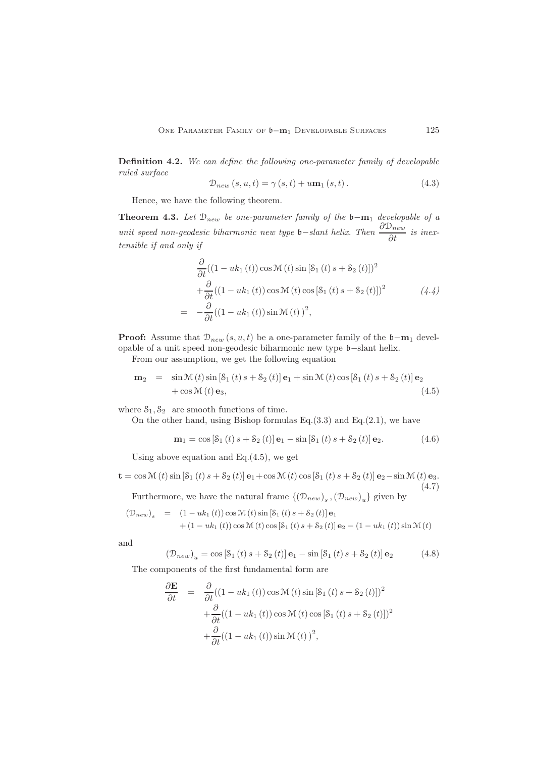**Definition 4.2.** *We can define the following one-parameter family of developable ruled surface*

$$\mathcal{D}_{new}(s,u,t) = \gamma(s,t) + u\mathbf{m}_1(s,t). \tag{4.3}$$

Hence, we have the following theorem.

**Theorem 4.3.** *Let $\mathcal{D}_{new}$ be one-parameter family of the $\mathfrak{b}-\mathbf{m}_1$ developable of a unit speed non-geodesic biharmonic new type $\mathfrak{b}-$slant helix. Then $\dfrac{\partial \mathcal{D}_{new}}{\partial t}$ is inextensible if and only if*

$$\begin{aligned}
&\frac{\partial}{\partial t}((1-uk_1(t))\cos\mathcal{M}(t)\sin[\mathcal{S}_1(t)s+\mathcal{S}_2(t)])^2 \\
&+\frac{\partial}{\partial t}((1-uk_1(t))\cos\mathcal{M}(t)\cos[\mathcal{S}_1(t)s+\mathcal{S}_2(t)])^2 \\
=\; & -\frac{\partial}{\partial t}((1-uk_1(t))\sin\mathcal{M}(t))^2,
\end{aligned} \tag{4.4}$$

**Proof:** Assume that $\mathcal{D}_{new}(s,u,t)$ be a one-parameter family of the $\mathfrak{b}-\mathbf{m}_1$ developable of a unit speed non-geodesic biharmonic new type $\mathfrak{b}-$slant helix.

From our assumption, we get the following equation

$$\begin{aligned}
\mathbf{m}_2 \;=\; & \sin\mathcal{M}(t)\sin[\mathcal{S}_1(t)s+\mathcal{S}_2(t)]\mathbf{e}_1 + \sin\mathcal{M}(t)\cos[\mathcal{S}_1(t)s+\mathcal{S}_2(t)]\mathbf{e}_2 \\
& +\cos\mathcal{M}(t)\mathbf{e}_3,
\end{aligned} \tag{4.5}$$

where $\mathcal{S}_1, \mathcal{S}_2$ are smooth functions of time.

On the other hand, using Bishop formulas Eq.(3.3) and Eq.(2.1), we have

$$\mathbf{m}_1 = \cos[\mathcal{S}_1(t)s+\mathcal{S}_2(t)]\mathbf{e}_1 - \sin[\mathcal{S}_1(t)s+\mathcal{S}_2(t)]\mathbf{e}_2. \tag{4.6}$$

Using above equation and Eq.(4.5), we get

$$\mathbf{t} = \cos\mathcal{M}(t)\sin[\mathcal{S}_1(t)s+\mathcal{S}_2(t)]\mathbf{e}_1 + \cos\mathcal{M}(t)\cos[\mathcal{S}_1(t)s+\mathcal{S}_2(t)]\mathbf{e}_2 - \sin\mathcal{M}(t)\mathbf{e}_3. \tag{4.7}$$

Furthermore, we have the natural frame $\{(\mathcal{D}_{new})_s, (\mathcal{D}_{new})_u\}$ given by

$$\begin{aligned}
(\mathcal{D}_{new})_s \;=\; & (1-uk_1(t))\cos\mathcal{M}(t)\sin[\mathcal{S}_1(t)s+\mathcal{S}_2(t)]\mathbf{e}_1 \\
& +(1-uk_1(t))\cos\mathcal{M}(t)\cos[\mathcal{S}_1(t)s+\mathcal{S}_2(t)]\mathbf{e}_2 - (1-uk_1(t))\sin\mathcal{M}(t)
\end{aligned}$$

and

$$(\mathcal{D}_{new})_u = \cos[\mathcal{S}_1(t)s+\mathcal{S}_2(t)]\mathbf{e}_1 - \sin[\mathcal{S}_1(t)s+\mathcal{S}_2(t)]\mathbf{e}_2 \tag{4.8}$$

The components of the first fundamental form are

$$\begin{aligned}
\frac{\partial \mathbf{E}}{\partial t} \;=\; & \frac{\partial}{\partial t}((1-uk_1(t))\cos\mathcal{M}(t)\sin[\mathcal{S}_1(t)s+\mathcal{S}_2(t)])^2 \\
& +\frac{\partial}{\partial t}((1-uk_1(t))\cos\mathcal{M}(t)\cos[\mathcal{S}_1(t)s+\mathcal{S}_2(t)])^2 \\
& +\frac{\partial}{\partial t}((1-uk_1(t))\sin\mathcal{M}(t))^2,
\end{aligned}$$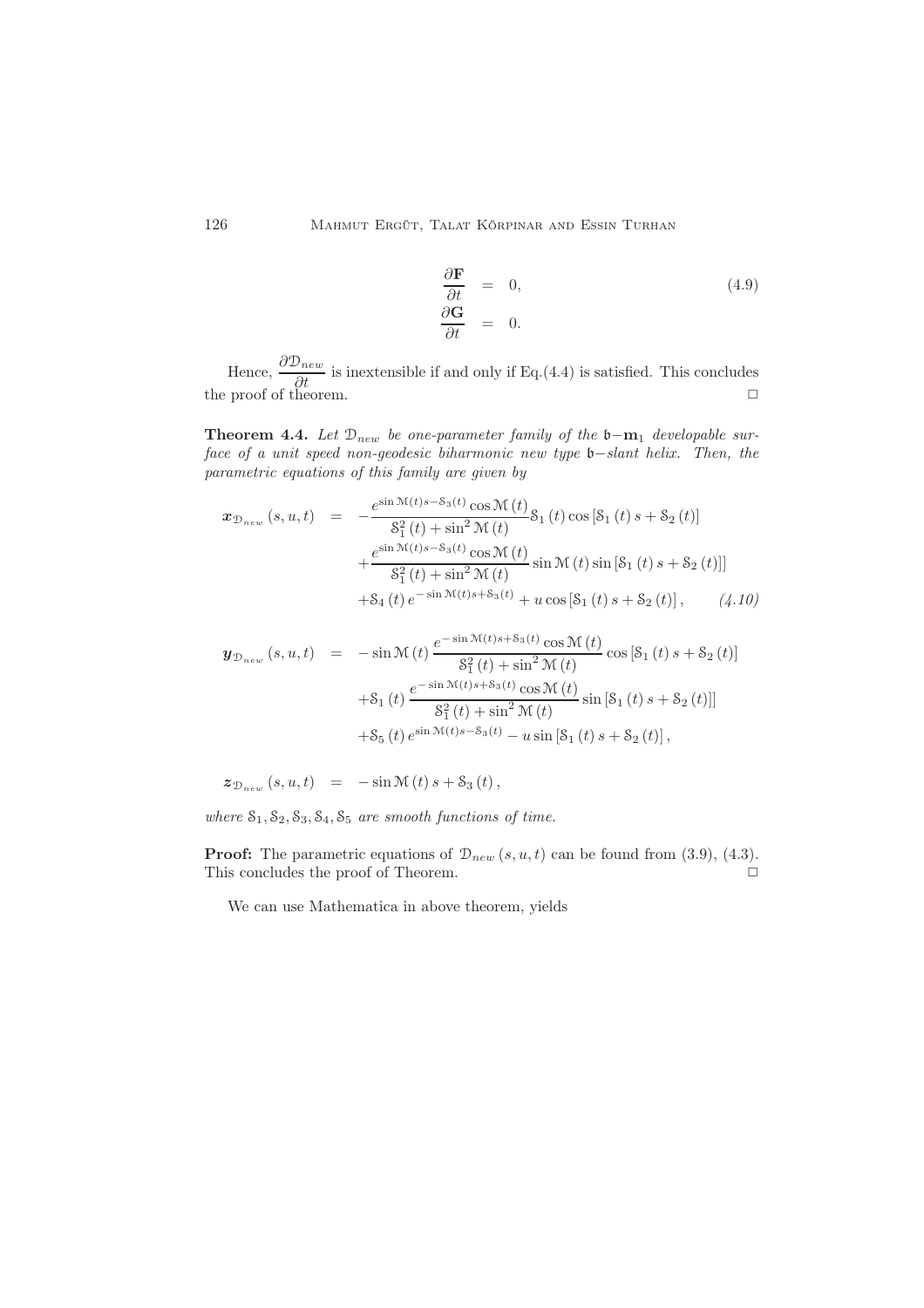$$\begin{aligned}
\frac{\partial \mathbf{F}}{\partial t} &= 0, \\
\frac{\partial \mathbf{G}}{\partial t} &= 0.
\end{aligned} \tag{4.9}$$

Hence, $\dfrac{\partial \mathcal{D}_{new}}{\partial t}$ is inextensible if and only if Eq.(4.4) is satisfied. This concludes the proof of theorem. $\square$

**Theorem 4.4.** *Let $\mathcal{D}_{new}$ be one-parameter family of the $\mathfrak{b}-\mathbf{m}_1$ developable surface of a unit speed non-geodesic biharmonic new type $\mathfrak{b}-$slant helix. Then, the parametric equations of this family are given by*

$$\begin{aligned}
\boldsymbol{x}_{\mathcal{D}_{new}}(s,u,t) &= -\frac{e^{\sin \mathcal{M}(t)s-\mathcal{S}_3(t)}\cos \mathcal{M}(t)}{\mathcal{S}_1^2(t)+\sin^2 \mathcal{M}(t)}\mathcal{S}_1(t)\cos\left[\mathcal{S}_1(t)s+\mathcal{S}_2(t)\right] \\
&\quad +\frac{e^{\sin \mathcal{M}(t)s-\mathcal{S}_3(t)}\cos \mathcal{M}(t)}{\mathcal{S}_1^2(t)+\sin^2 \mathcal{M}(t)}\sin \mathcal{M}(t)\sin\left[\mathcal{S}_1(t)s+\mathcal{S}_2(t)\right]] \\
&\quad +\mathcal{S}_4(t)e^{-\sin \mathcal{M}(t)s+\mathcal{S}_3(t)}+u\cos\left[\mathcal{S}_1(t)s+\mathcal{S}_2(t)\right],
\end{aligned} \tag{4.10}$$

$$\begin{aligned}
\boldsymbol{y}_{\mathcal{D}_{new}}(s,u,t) &= -\sin \mathcal{M}(t)\frac{e^{-\sin \mathcal{M}(t)s+\mathcal{S}_3(t)}\cos \mathcal{M}(t)}{\mathcal{S}_1^2(t)+\sin^2 \mathcal{M}(t)}\cos\left[\mathcal{S}_1(t)s+\mathcal{S}_2(t)\right] \\
&\quad +\mathcal{S}_1(t)\frac{e^{-\sin \mathcal{M}(t)s+\mathcal{S}_3(t)}\cos \mathcal{M}(t)}{\mathcal{S}_1^2(t)+\sin^2 \mathcal{M}(t)}\sin\left[\mathcal{S}_1(t)s+\mathcal{S}_2(t)\right]] \\
&\quad +\mathcal{S}_5(t)e^{\sin \mathcal{M}(t)s-\mathcal{S}_3(t)}-u\sin\left[\mathcal{S}_1(t)s+\mathcal{S}_2(t)\right],
\end{aligned}$$

$$\boldsymbol{z}_{\mathcal{D}_{new}}(s,u,t) = -\sin \mathcal{M}(t)s+\mathcal{S}_3(t),$$

*where $\mathcal{S}_1, \mathcal{S}_2, \mathcal{S}_3, \mathcal{S}_4, \mathcal{S}_5$ are smooth functions of time.*

**Proof:** The parametric equations of $\mathcal{D}_{new}(s,u,t)$ can be found from (3.9), (4.3). This concludes the proof of Theorem. $\square$

We can use Mathematica in above theorem, yields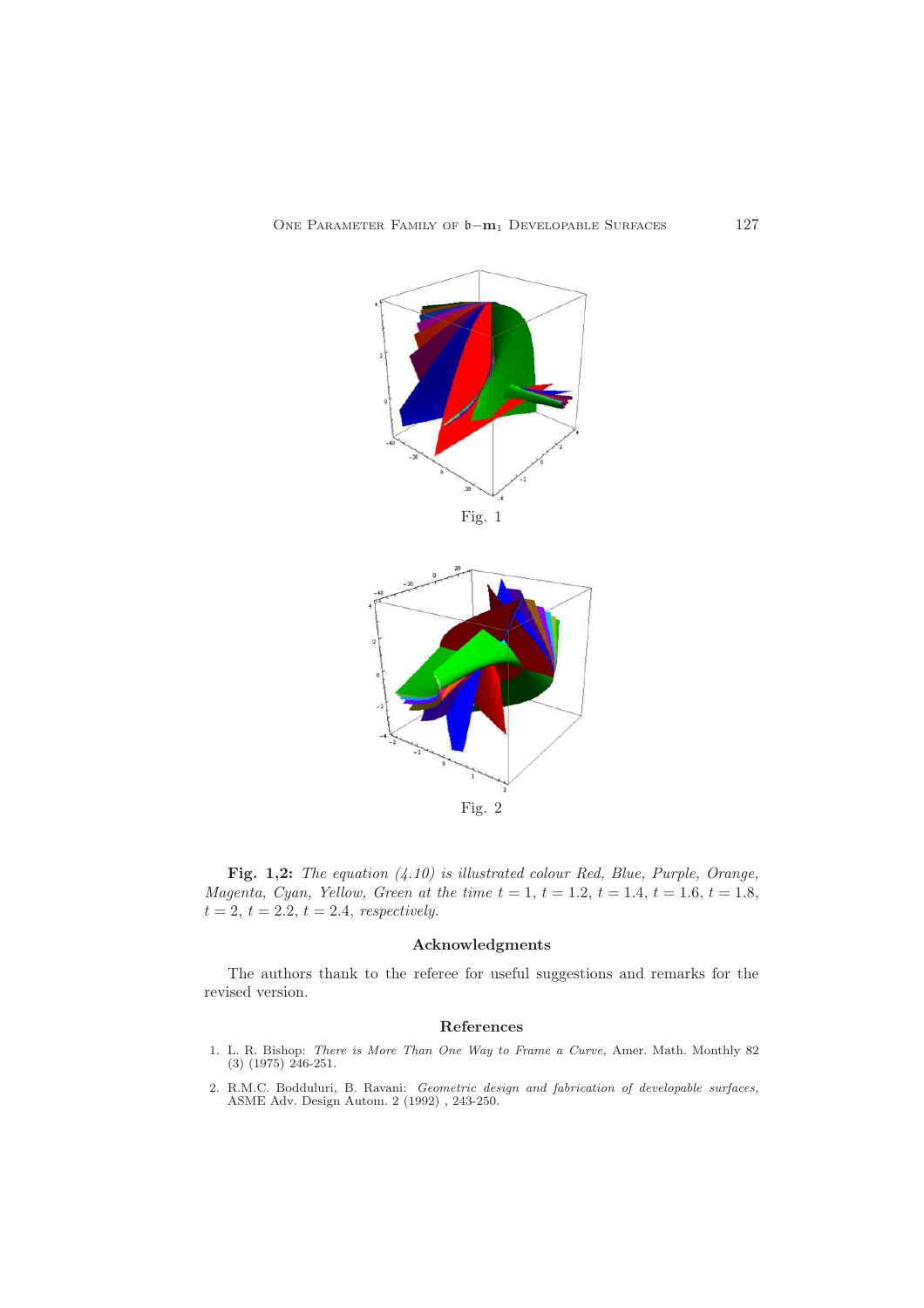Fig. 1

Fig. 2

**Fig. 1,2:** *The equation (4.10) is illustrated colour Red, Blue, Purple, Orange, Magenta, Cyan, Yellow, Green at the time* $t = 1$, $t = 1.2$, $t = 1.4$, $t = 1.6$, $t = 1.8$, $t = 2$, $t = 2.2$, $t = 2.4$, *respectively.*

### Acknowledgments

The authors thank to the referee for useful suggestions and remarks for the revised version.

### References

1. L. R. Bishop: *There is More Than One Way to Frame a Curve,* Amer. Math. Monthly 82 (3) (1975) 246-251.

2. R.M.C. Bodduluri, B. Ravani: *Geometric design and fabrication of developable surfaces,* ASME Adv. Design Autom. 2 (1992) , 243-250.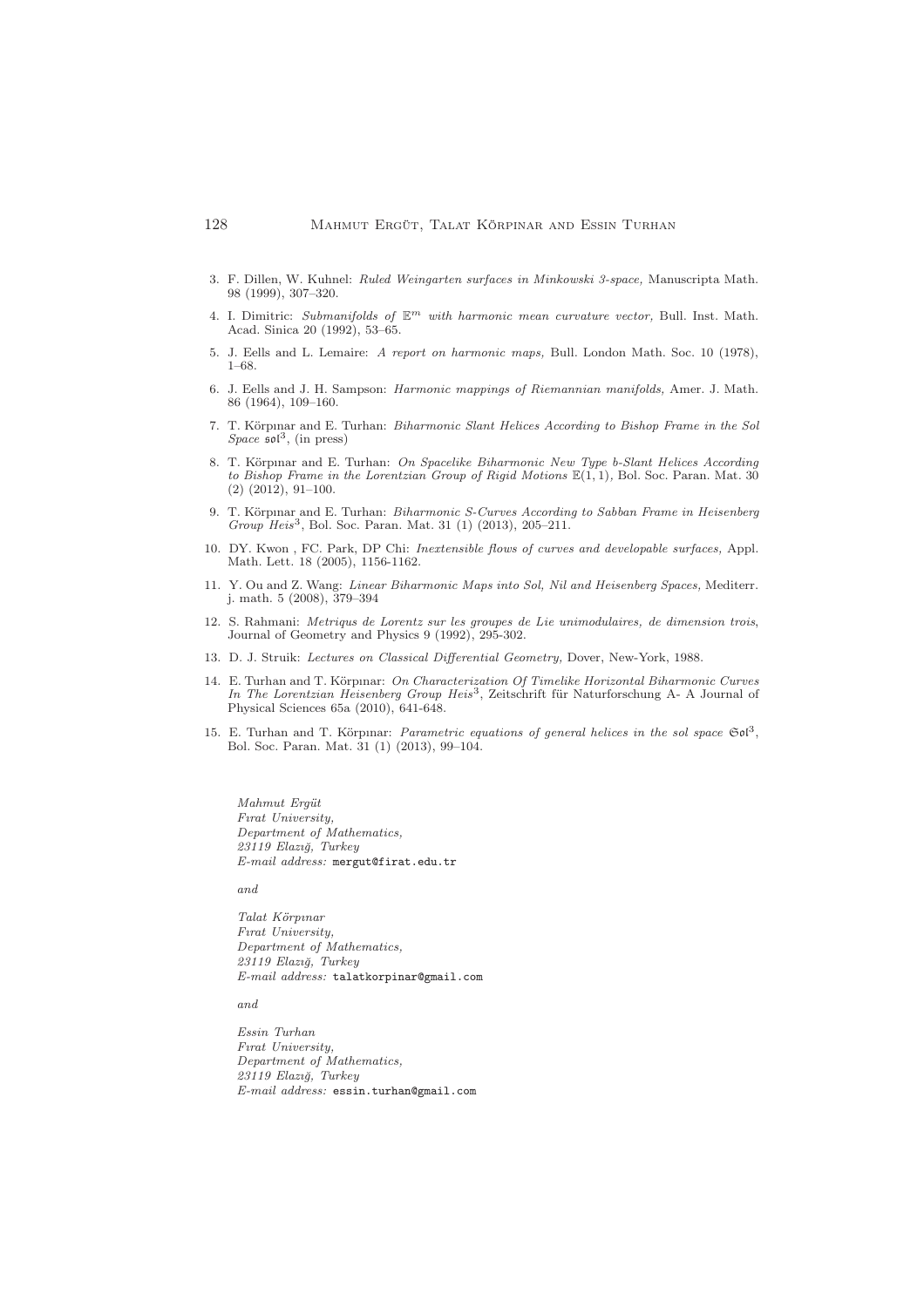3. F. Dillen, W. Kuhnel: *Ruled Weingarten surfaces in Minkowski 3-space,* Manuscripta Math. 98 (1999), 307–320.

4. I. Dimitric: *Submanifolds of $\mathbb{E}^m$ with harmonic mean curvature vector,* Bull. Inst. Math. Acad. Sinica 20 (1992), 53–65.

5. J. Eells and L. Lemaire: *A report on harmonic maps,* Bull. London Math. Soc. 10 (1978), 1–68.

6. J. Eells and J. H. Sampson: *Harmonic mappings of Riemannian manifolds,* Amer. J. Math. 86 (1964), 109–160.

7. T. Körpınar and E. Turhan: *Biharmonic Slant Helices According to Bishop Frame in the Sol Space* $\mathfrak{sol}^3$, (in press)

8. T. Körpınar and E. Turhan: *On Spacelike Biharmonic New Type b-Slant Helices According to Bishop Frame in the Lorentzian Group of Rigid Motions* $\mathbb{E}(1,1)$, Bol. Soc. Paran. Mat. 30 (2) (2012), 91–100.

9. T. Körpınar and E. Turhan: *Biharmonic S-Curves According to Sabban Frame in Heisenberg Group Heis*$^3$, Bol. Soc. Paran. Mat. 31 (1) (2013), 205–211.

10. DY. Kwon , FC. Park, DP Chi: *Inextensible flows of curves and developable surfaces,* Appl. Math. Lett. 18 (2005), 1156-1162.

11. Y. Ou and Z. Wang: *Linear Biharmonic Maps into Sol, Nil and Heisenberg Spaces,* Mediterr. j. math. 5 (2008), 379–394

12. S. Rahmani: *Metriqus de Lorentz sur les groupes de Lie unimodulaires, de dimension trois*, Journal of Geometry and Physics 9 (1992), 295-302.

13. D. J. Struik: *Lectures on Classical Differential Geometry,* Dover, New-York, 1988.

14. E. Turhan and T. Körpınar: *On Characterization Of Timelike Horizontal Biharmonic Curves In The Lorentzian Heisenberg Group Heis*$^3$, Zeitschrift für Naturforschung A- A Journal of Physical Sciences 65a (2010), 641-648.

15. E. Turhan and T. Körpınar: *Parametric equations of general helices in the sol space* $\mathfrak{Sol}^3$, Bol. Soc. Paran. Mat. 31 (1) (2013), 99–104.

*Mahmut Ergüt*
*Fırat University,*
*Department of Mathematics,*
*23119 Elazığ, Turkey*
*E-mail address:* mergut@firat.edu.tr

*and*

*Talat Körpınar*
*Fırat University,*
*Department of Mathematics,*
*23119 Elazığ, Turkey*
*E-mail address:* talatkorpinar@gmail.com

*and*

*Essin Turhan*
*Fırat University,*
*Department of Mathematics,*
*23119 Elazığ, Turkey*
*E-mail address:* essin.turhan@gmail.com